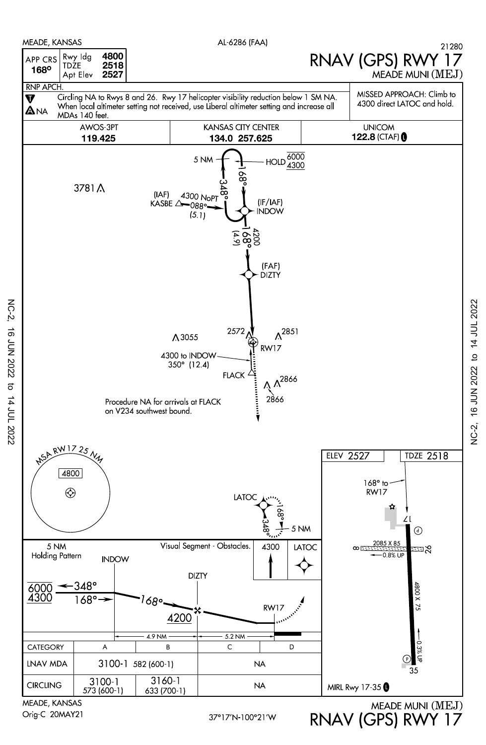MEADE, KANSAS

AL-6286 (FAA)

21280

# RNAV (GPS) RWY 17

MEADE MUNI (MEJ)

| APP CRS | Rwy ldg | 4800 |
|---|---|---|
| 168° | TDZE | 2518 |
| | Apt Elev | 2527 |

RNP APCH.

Circling NA to Rwys 8 and 26. Rwy 17 helicopter visibility reduction below 1 SM NA. When local altimeter setting not received, use Liberal altimeter setting and increase all MDAs 140 feet.

A NA

MISSED APPROACH: Climb to 4300 direct LATOC and hold.

| AWOS-3PT | KANSAS CITY CENTER | UNICOM |
|---|---|---|
| **119.425** | **134.0 257.625** | **122.8** (CTAF) |

5 NM

HOLD 6000 / 4300

168°

348°

3781

(IAF) KASBE 4300 NoPT 088° (5.1)

(IF/IAF) INDOW

4200 168° (4.9)

(FAF) DIZTY

2572

2851

3055

RW17

4300 to INDOW 350° (12.4)

FLACK

2866

2866

Procedure NA for arrivals at FLACK on V234 southwest bound.

MSA RW17 25 NM

4800

LATOC

168°

348°

5 NM

5 NM Holding Pattern

INDOW

Visual Segment - Obstacles.

4300 LATOC

DIZTY

6000 / 4300 ← 348°

168° →

168°

4200

RW17

4.9 NM

5.2 NM

ELEV 2527

TDZE 2518

168° to RW17

17

2085 X 85

0.8% UP

8

26

4800 X 75

0.3% UP

35

| CATEGORY | A | B | C | D |
|---|---|---|---|---|
| LNAV MDA | 3100-1 582 (600-1) | | NA | |
| CIRCLING | 3100-1 573 (600-1) | 3160-1 633 (700-1) | NA | |

MIRL Rwy 17-35

MEADE, KANSAS

Orig-C 20MAY21

37°17'N-100°21'W

MEADE MUNI (MEJ)

RNAV (GPS) RWY 17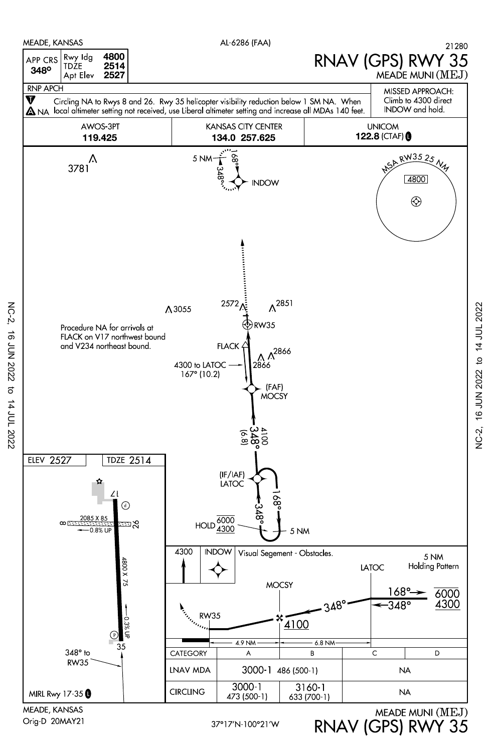MEADE, KANSAS

AL-6286 (FAA)

21280

# RNAV (GPS) RWY 35

MEADE MUNI (MEJ)

| APP CRS | Rwy ldg | 4800 |
|---|---|---|
| 348° | TDZE | 2514 |
| | Apt Elev | 2527 |

RNP APCH

Circling NA to Rwys 8 and 26. Rwy 35 helicopter visibility reduction below 1 SM NA. When local altimeter setting not received, use Liberal altimeter setting and increase all MDAs 140 feet.

MISSED APPROACH: Climb to 4300 direct INDOW and hold.

| AWOS-3PT | KANSAS CITY CENTER | UNICOM |
|---|---|---|
| 119.425 | 134.0 257.625 | 122.8 (CTAF) |

3781

5 NM

168°

348°

INDOW

MSA RW35 25 NM

4800

3055

2572

2851

RW35

Procedure NA for arrivals at FLACK on V17 northwest bound and V234 northeast bound.

FLACK

2866

2866

4300 to LATOC 167° (10.2)

(FAF) MOCSY

4100

348°

(6.8)

(IF/IAF) LATOC

168°

348°

HOLD 6000 4300

5 NM

ELEV 2527

TDZE 2514

17

8

2085 X 85

26

0.8% UP

4800 X 75

0.3% UP

35

348° to RW35

MIRL Rwy 17-35

4300

INDOW

Visual Segement - Obstacles.

LATOC

5 NM Holding Pattern

MOCSY

168°

6000

348°

348°

4300

RW35

4100

4.9 NM

6.8 NM

| CATEGORY | A | B | C | D |
|---|---|---|---|---|
| LNAV MDA | 3000-1 486 (500-1) | | NA | |
| CIRCLING | 3000-1 473 (500-1) | 3160-1 633 (700-1) | NA | |

NC-2, 16 JUN 2022 to 14 JUL 2022

MEADE, KANSAS

Orig-D 20MAY21

37°17'N-100°21'W

MEADE MUNI (MEJ)

RNAV (GPS) RWY 35